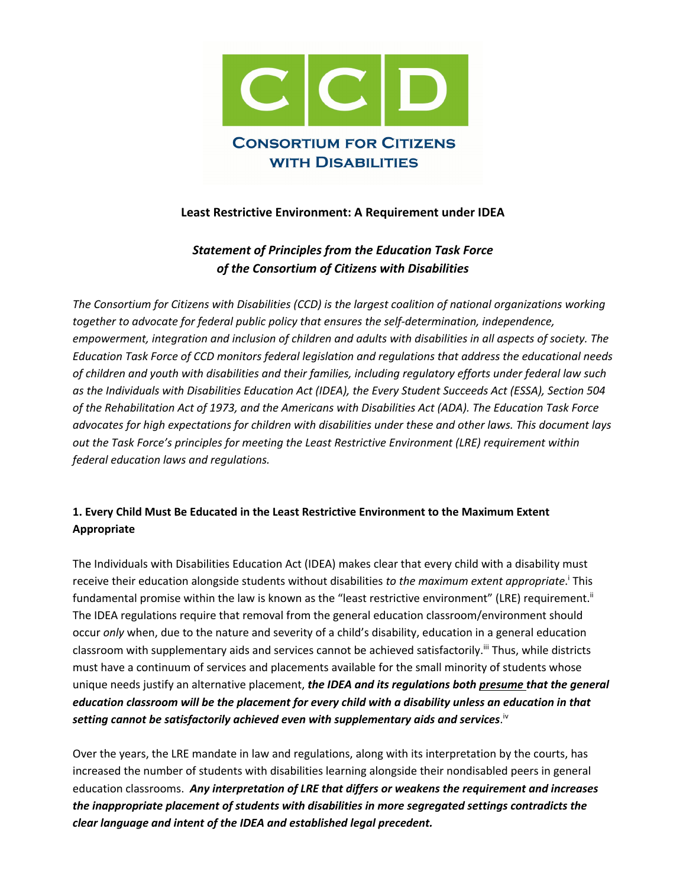CCD

CONSORTIUM FOR CITIZENS WITH DISABILITIES

# Least Restrictive Environment: A Requirement under IDEA

## *Statement of Principles from the Education Task Force of the Consortium of Citizens with Disabilities*

*The Consortium for Citizens with Disabilities (CCD) is the largest coalition of national organizations working together to advocate for federal public policy that ensures the self-determination, independence, empowerment, integration and inclusion of children and adults with disabilities in all aspects of society. The Education Task Force of CCD monitors federal legislation and regulations that address the educational needs of children and youth with disabilities and their families, including regulatory efforts under federal law such as the Individuals with Disabilities Education Act (IDEA), the Every Student Succeeds Act (ESSA), Section 504 of the Rehabilitation Act of 1973, and the Americans with Disabilities Act (ADA). The Education Task Force advocates for high expectations for children with disabilities under these and other laws. This document lays out the Task Force's principles for meeting the Least Restrictive Environment (LRE) requirement within federal education laws and regulations.*

### 1. Every Child Must Be Educated in the Least Restrictive Environment to the Maximum Extent Appropriate

The Individuals with Disabilities Education Act (IDEA) makes clear that every child with a disability must receive their education alongside students without disabilities *to the maximum extent appropriate*.[i] This fundamental promise within the law is known as the "least restrictive environment" (LRE) requirement.[ii] The IDEA regulations require that removal from the general education classroom/environment should occur *only* when, due to the nature and severity of a child's disability, education in a general education classroom with supplementary aids and services cannot be achieved satisfactorily.[iii] Thus, while districts must have a continuum of services and placements available for the small minority of students whose unique needs justify an alternative placement, ***the IDEA and its regulations both <u>presume</u> that the general education classroom will be the placement for every child with a disability unless an education in that setting cannot be satisfactorily achieved even with supplementary aids and services***.[iv]

Over the years, the LRE mandate in law and regulations, along with its interpretation by the courts, has increased the number of students with disabilities learning alongside their nondisabled peers in general education classrooms. ***Any interpretation of LRE that differs or weakens the requirement and increases the inappropriate placement of students with disabilities in more segregated settings contradicts the clear language and intent of the IDEA and established legal precedent.***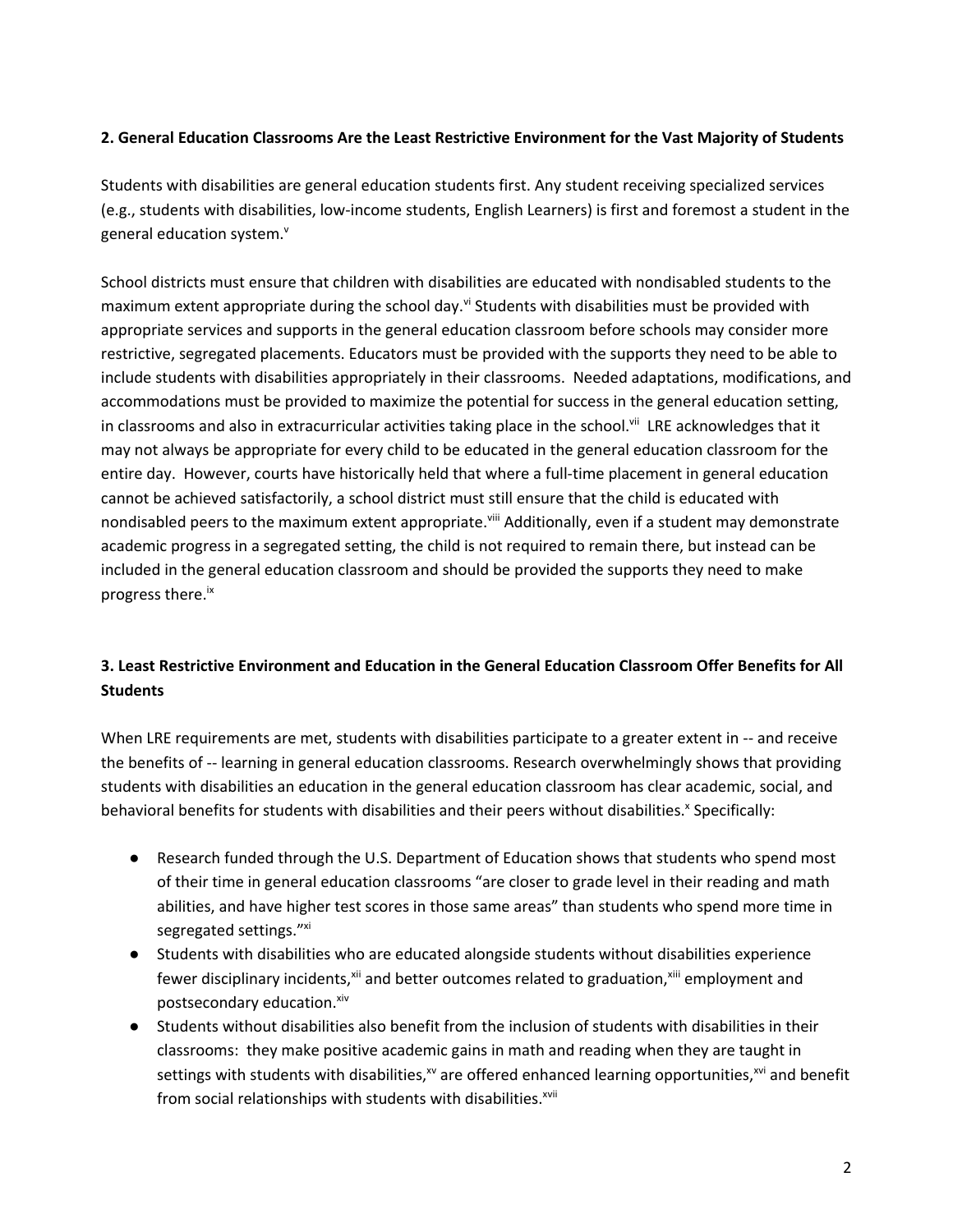## 2. General Education Classrooms Are the Least Restrictive Environment for the Vast Majority of Students

Students with disabilities are general education students first. Any student receiving specialized services (e.g., students with disabilities, low-income students, English Learners) is first and foremost a student in the general education system.[v]

School districts must ensure that children with disabilities are educated with nondisabled students to the maximum extent appropriate during the school day.[vi] Students with disabilities must be provided with appropriate services and supports in the general education classroom before schools may consider more restrictive, segregated placements. Educators must be provided with the supports they need to be able to include students with disabilities appropriately in their classrooms. Needed adaptations, modifications, and accommodations must be provided to maximize the potential for success in the general education setting, in classrooms and also in extracurricular activities taking place in the school.[vii] LRE acknowledges that it may not always be appropriate for every child to be educated in the general education classroom for the entire day. However, courts have historically held that where a full-time placement in general education cannot be achieved satisfactorily, a school district must still ensure that the child is educated with nondisabled peers to the maximum extent appropriate.[viii] Additionally, even if a student may demonstrate academic progress in a segregated setting, the child is not required to remain there, but instead can be included in the general education classroom and should be provided the supports they need to make progress there.[ix]

## 3. Least Restrictive Environment and Education in the General Education Classroom Offer Benefits for All Students

When LRE requirements are met, students with disabilities participate to a greater extent in -- and receive the benefits of -- learning in general education classrooms. Research overwhelmingly shows that providing students with disabilities an education in the general education classroom has clear academic, social, and behavioral benefits for students with disabilities and their peers without disabilities.[x] Specifically:

- Research funded through the U.S. Department of Education shows that students who spend most of their time in general education classrooms "are closer to grade level in their reading and math abilities, and have higher test scores in those same areas" than students who spend more time in segregated settings."[xi]
- Students with disabilities who are educated alongside students without disabilities experience fewer disciplinary incidents,[xii] and better outcomes related to graduation,[xiii] employment and postsecondary education.[xiv]
- Students without disabilities also benefit from the inclusion of students with disabilities in their classrooms: they make positive academic gains in math and reading when they are taught in settings with students with disabilities,[xv] are offered enhanced learning opportunities,[xvi] and benefit from social relationships with students with disabilities.[xvii]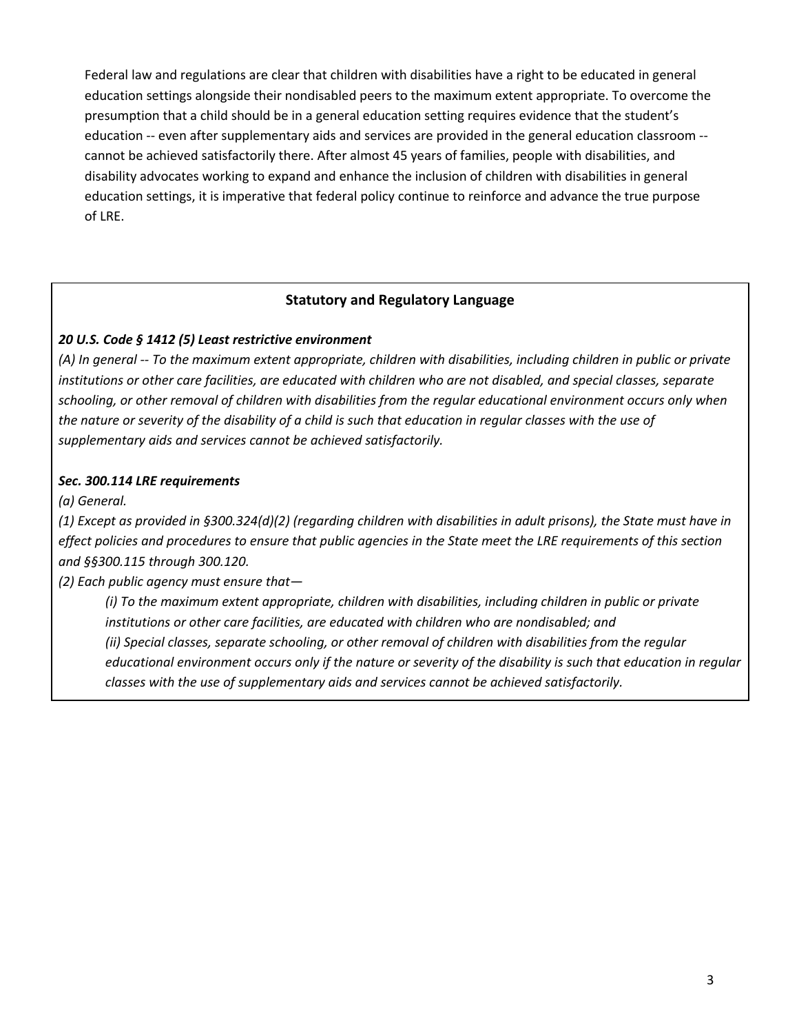Federal law and regulations are clear that children with disabilities have a right to be educated in general education settings alongside their nondisabled peers to the maximum extent appropriate. To overcome the presumption that a child should be in a general education setting requires evidence that the student's education -- even after supplementary aids and services are provided in the general education classroom -- cannot be achieved satisfactorily there. After almost 45 years of families, people with disabilities, and disability advocates working to expand and enhance the inclusion of children with disabilities in general education settings, it is imperative that federal policy continue to reinforce and advance the true purpose of LRE.

### Statutory and Regulatory Language

***20 U.S. Code § 1412 (5) Least restrictive environment***

*(A) In general -- To the maximum extent appropriate, children with disabilities, including children in public or private institutions or other care facilities, are educated with children who are not disabled, and special classes, separate schooling, or other removal of children with disabilities from the regular educational environment occurs only when the nature or severity of the disability of a child is such that education in regular classes with the use of supplementary aids and services cannot be achieved satisfactorily.*

***Sec. 300.114 LRE requirements***

*(a) General.*

*(1) Except as provided in §300.324(d)(2) (regarding children with disabilities in adult prisons), the State must have in effect policies and procedures to ensure that public agencies in the State meet the LRE requirements of this section and §§300.115 through 300.120.*

*(2) Each public agency must ensure that—*

> *(i) To the maximum extent appropriate, children with disabilities, including children in public or private institutions or other care facilities, are educated with children who are nondisabled; and*
>
> *(ii) Special classes, separate schooling, or other removal of children with disabilities from the regular educational environment occurs only if the nature or severity of the disability is such that education in regular classes with the use of supplementary aids and services cannot be achieved satisfactorily.*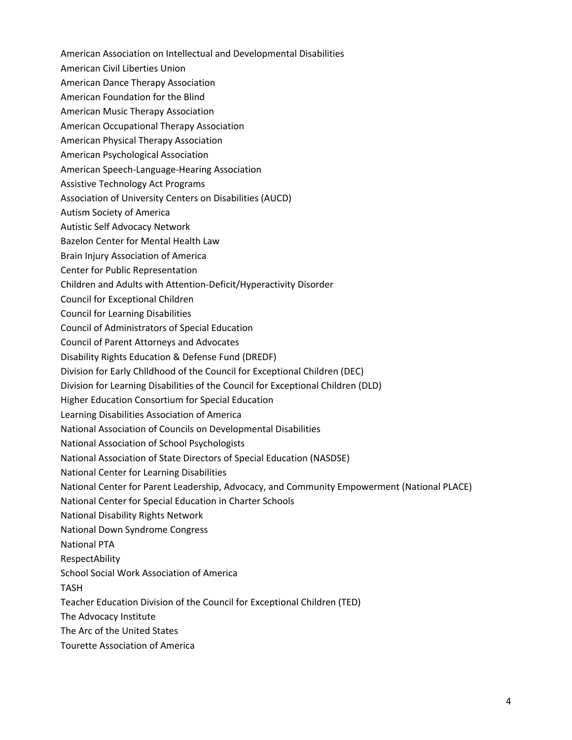American Association on Intellectual and Developmental Disabilities

American Civil Liberties Union

American Dance Therapy Association

American Foundation for the Blind

American Music Therapy Association

American Occupational Therapy Association

American Physical Therapy Association

American Psychological Association

American Speech-Language-Hearing Association

Assistive Technology Act Programs

Association of University Centers on Disabilities (AUCD)

Autism Society of America

Autistic Self Advocacy Network

Bazelon Center for Mental Health Law

Brain Injury Association of America

Center for Public Representation

Children and Adults with Attention-Deficit/Hyperactivity Disorder

Council for Exceptional Children

Council for Learning Disabilities

Council of Administrators of Special Education

Council of Parent Attorneys and Advocates

Disability Rights Education & Defense Fund (DREDF)

Division for Early Chlldhood of the Council for Exceptional Children (DEC)

Division for Learning Disabilities of the Council for Exceptional Children (DLD)

Higher Education Consortium for Special Education

Learning Disabilities Association of America

National Association of Councils on Developmental Disabilities

National Association of School Psychologists

National Association of State Directors of Special Education (NASDSE)

National Center for Learning Disabilities

National Center for Parent Leadership, Advocacy, and Community Empowerment (National PLACE)

National Center for Special Education in Charter Schools

National Disability Rights Network

National Down Syndrome Congress

National PTA

RespectAbility

School Social Work Association of America

TASH

Teacher Education Division of the Council for Exceptional Children (TED)

The Advocacy Institute

The Arc of the United States

Tourette Association of America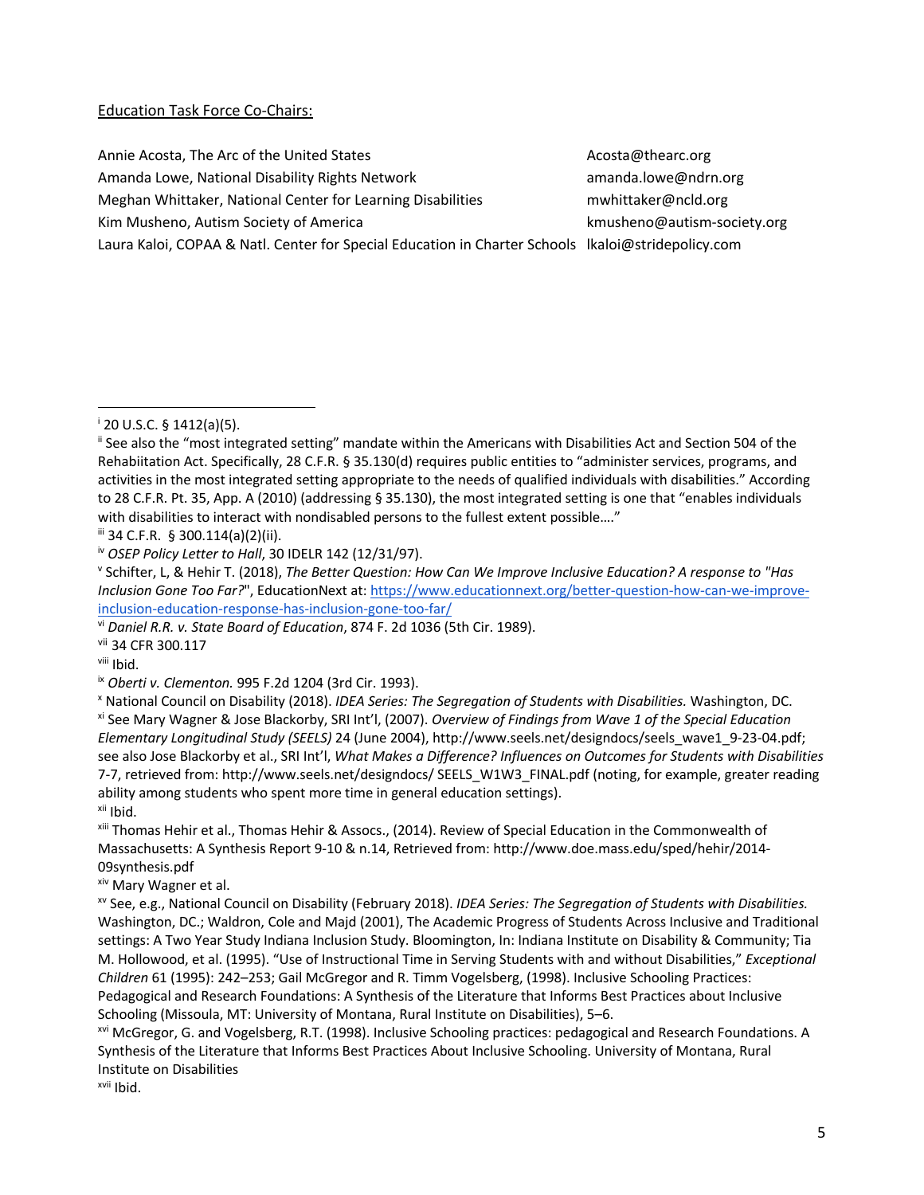Education Task Force Co-Chairs:

| | |
|---|---|
| Annie Acosta, The Arc of the United States | Acosta@thearc.org |
| Amanda Lowe, National Disability Rights Network | amanda.lowe@ndrn.org |
| Meghan Whittaker, National Center for Learning Disabilities | mwhittaker@ncld.org |
| Kim Musheno, Autism Society of America | kmusheno@autism-society.org |
| Laura Kaloi, COPAA & Natl. Center for Special Education in Charter Schools | lkaloi@stridepolicy.com |

---

[i] 20 U.S.C. § 1412(a)(5).

[ii] See also the "most integrated setting" mandate within the Americans with Disabilities Act and Section 504 of the Rehabiitation Act. Specifically, 28 C.F.R. § 35.130(d) requires public entities to "administer services, programs, and activities in the most integrated setting appropriate to the needs of qualified individuals with disabilities." According to 28 C.F.R. Pt. 35, App. A (2010) (addressing § 35.130), the most integrated setting is one that "enables individuals with disabilities to interact with nondisabled persons to the fullest extent possible…."

[iii] 34 C.F.R. § 300.114(a)(2)(ii).

[iv] *OSEP Policy Letter to Hall*, 30 IDELR 142 (12/31/97).

[v] Schifter, L, & Hehir T. (2018), *The Better Question: How Can We Improve Inclusive Education? A response to "Has Inclusion Gone Too Far?*", EducationNext at: https://www.educationnext.org/better-question-how-can-we-improve-inclusion-education-response-has-inclusion-gone-too-far/

[vi] *Daniel R.R. v. State Board of Education*, 874 F. 2d 1036 (5th Cir. 1989).

[vii] 34 CFR 300.117

[viii] Ibid.

[ix] *Oberti v. Clementon.* 995 F.2d 1204 (3rd Cir. 1993).

[x] National Council on Disability (2018). *IDEA Series: The Segregation of Students with Disabilities.* Washington, DC.

[xi] See Mary Wagner & Jose Blackorby, SRI Int'l, (2007). *Overview of Findings from Wave 1 of the Special Education Elementary Longitudinal Study (SEELS)* 24 (June 2004), http://www.seels.net/designdocs/seels_wave1_9-23-04.pdf; see also Jose Blackorby et al., SRI Int'l, *What Makes a Difference? Influences on Outcomes for Students with Disabilities* 7-7, retrieved from: http://www.seels.net/designdocs/ SEELS_W1W3_FINAL.pdf (noting, for example, greater reading ability among students who spent more time in general education settings).

[xii] Ibid.

[xiii] Thomas Hehir et al., Thomas Hehir & Assocs., (2014). Review of Special Education in the Commonwealth of Massachusetts: A Synthesis Report 9-10 & n.14, Retrieved from: http://www.doe.mass.edu/sped/hehir/2014-09synthesis.pdf

[xiv] Mary Wagner et al.

[xv] See, e.g., National Council on Disability (February 2018). *IDEA Series: The Segregation of Students with Disabilities.* Washington, DC.; Waldron, Cole and Majd (2001), The Academic Progress of Students Across Inclusive and Traditional settings: A Two Year Study Indiana Inclusion Study. Bloomington, In: Indiana Institute on Disability & Community; Tia M. Hollowood, et al. (1995). "Use of Instructional Time in Serving Students with and without Disabilities," *Exceptional Children* 61 (1995): 242–253; Gail McGregor and R. Timm Vogelsberg, (1998). Inclusive Schooling Practices: Pedagogical and Research Foundations: A Synthesis of the Literature that Informs Best Practices about Inclusive Schooling (Missoula, MT: University of Montana, Rural Institute on Disabilities), 5–6.

[xvi] McGregor, G. and Vogelsberg, R.T. (1998). Inclusive Schooling practices: pedagogical and Research Foundations. A Synthesis of the Literature that Informs Best Practices About Inclusive Schooling. University of Montana, Rural Institute on Disabilities

[xvii] Ibid.